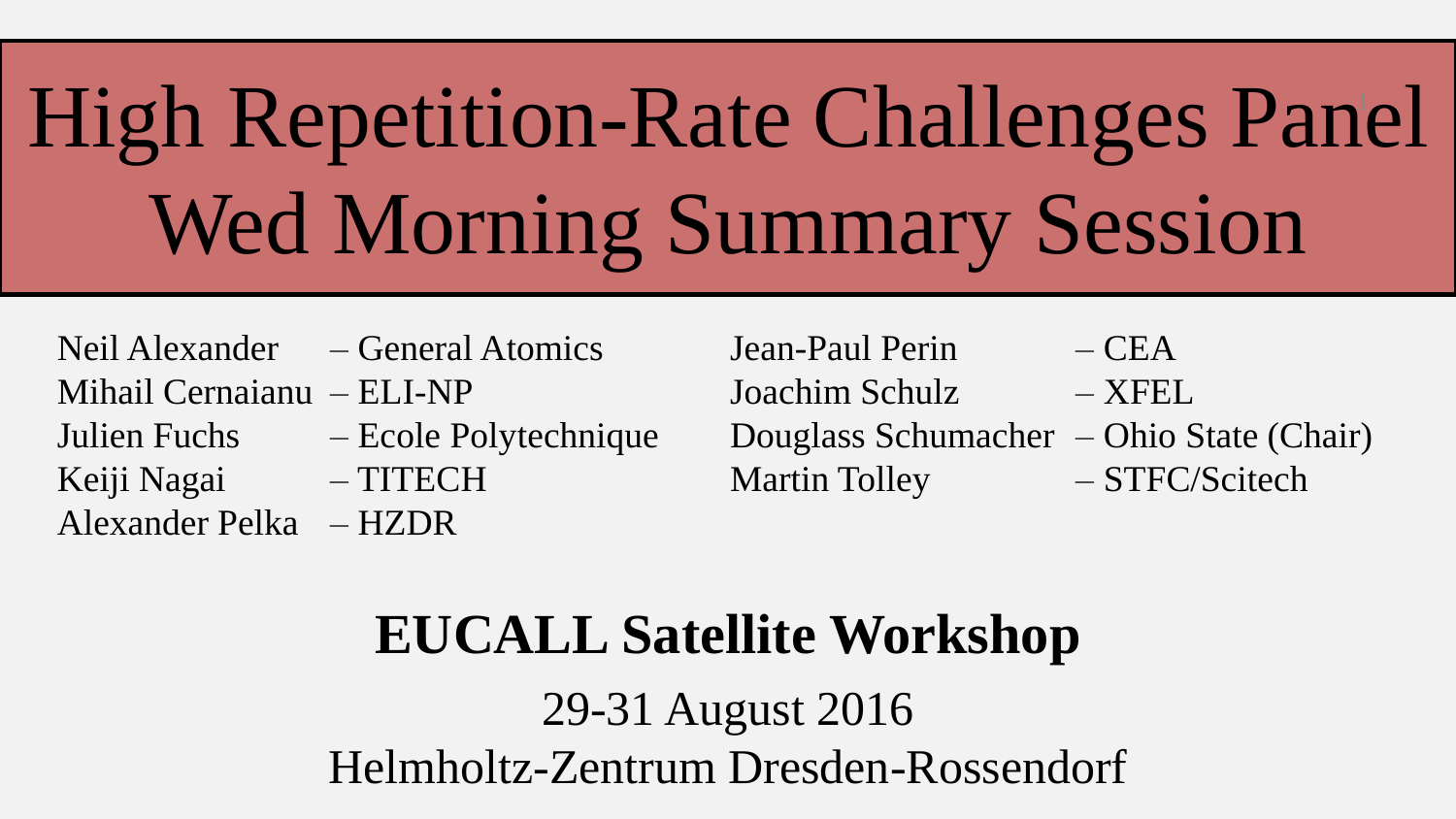# High Repetition-Rate Challenges Panel
# Wed Morning Summary Session

Neil Alexander – General Atomics
Mihail Cernaianu – ELI-NP
Julien Fuchs – Ecole Polytechnique
Keiji Nagai – TITECH
Alexander Pelka – HZDR
Jean-Paul Perin – CEA
Joachim Schulz – XFEL
Douglass Schumacher – Ohio State (Chair)
Martin Tolley – STFC/Scitech

**EUCALL Satellite Workshop**

29-31 August 2016
Helmholtz-Zentrum Dresden-Rossendorf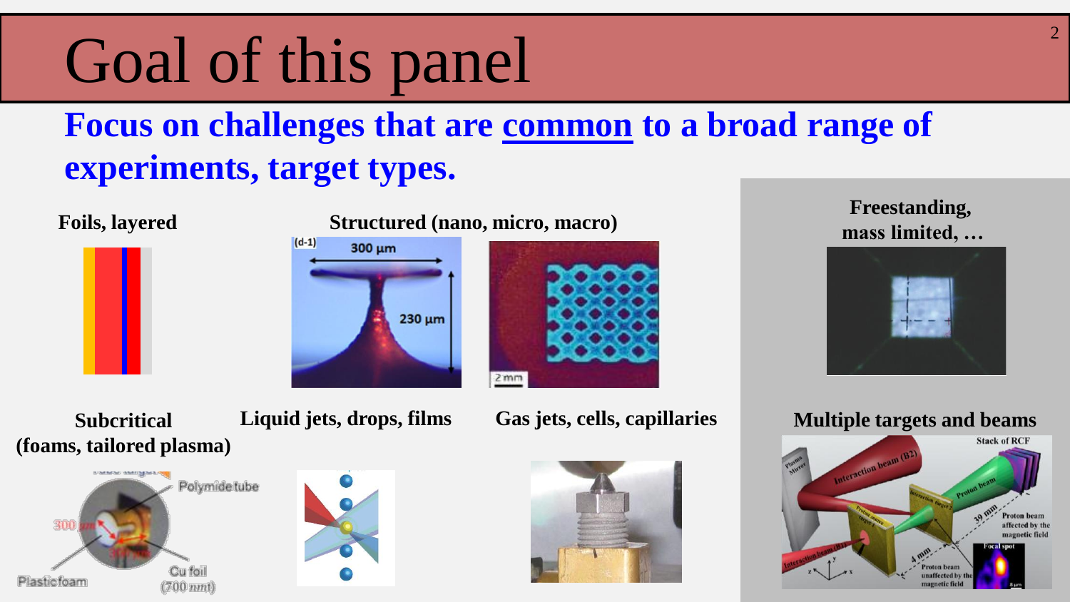# Goal of this panel

**Focus on challenges that are <u>common</u> to a broad range of experiments, target types.**

**Foils, layered**

**Structured (nano, micro, macro)**

**Freestanding, mass limited, …**

**Subcritical (foams, tailored plasma)**

**Liquid jets, drops, films**

**Gas jets, cells, capillaries**

**Multiple targets and beams**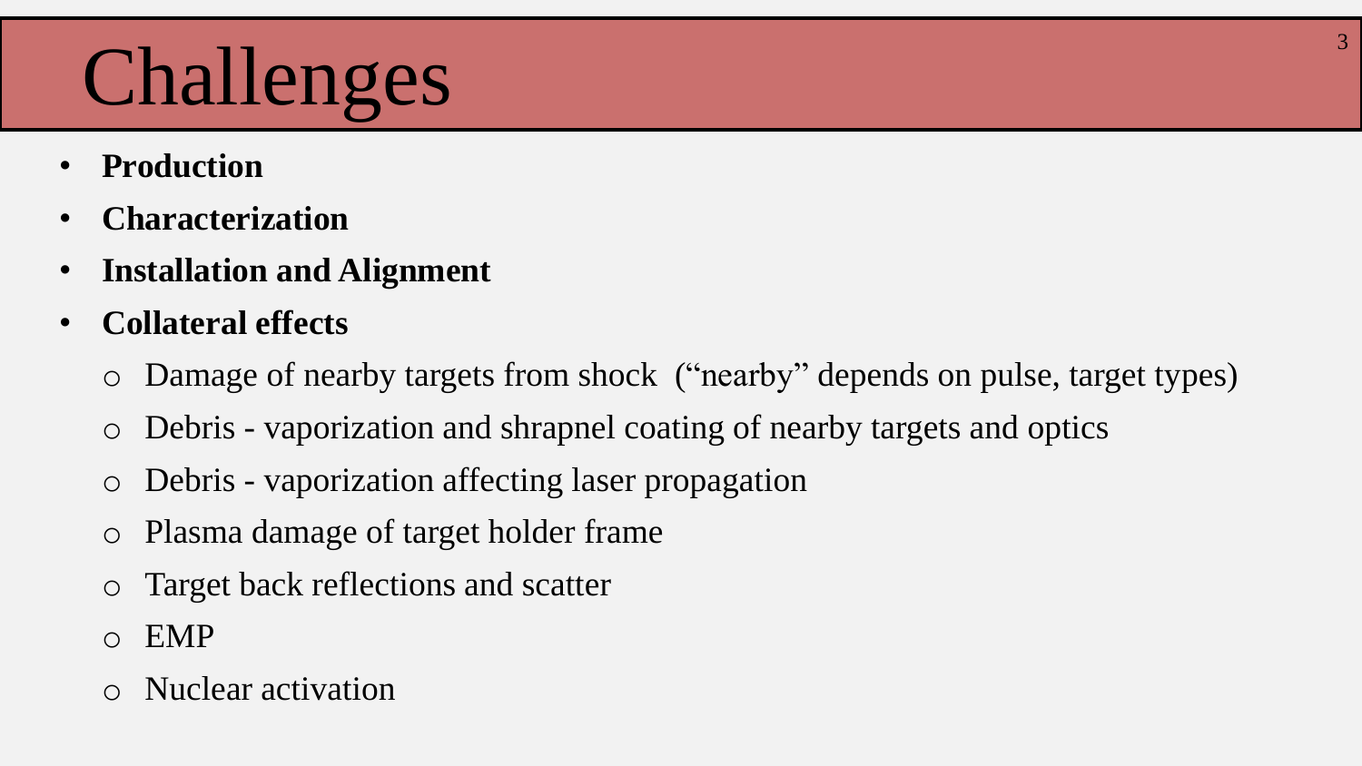# Challenges

- **Production**
- **Characterization**
- **Installation and Alignment**
- **Collateral effects**
  - Damage of nearby targets from shock ("nearby" depends on pulse, target types)
  - Debris - vaporization and shrapnel coating of nearby targets and optics
  - Debris - vaporization affecting laser propagation
  - Plasma damage of target holder frame
  - Target back reflections and scatter
  - EMP
  - Nuclear activation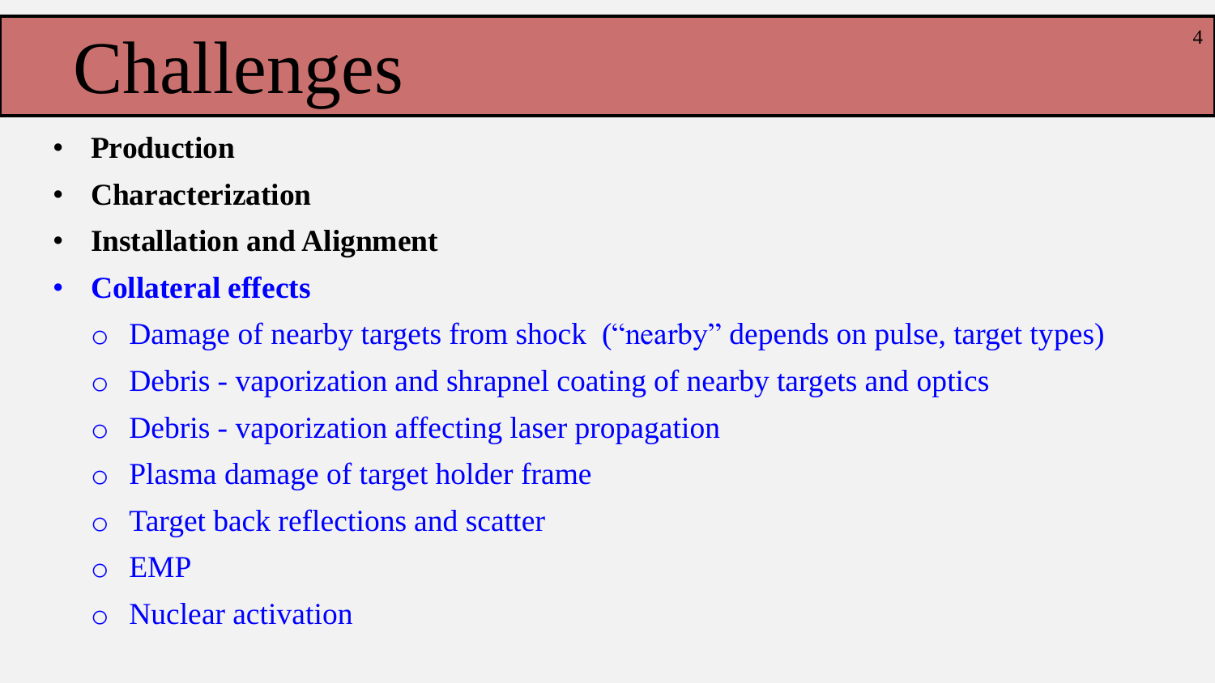# Challenges

- **Production**
- **Characterization**
- **Installation and Alignment**
- **Collateral effects**
  - Damage of nearby targets from shock  (“nearby” depends on pulse, target types)
  - Debris - vaporization and shrapnel coating of nearby targets and optics
  - Debris - vaporization affecting laser propagation
  - Plasma damage of target holder frame
  - Target back reflections and scatter
  - EMP
  - Nuclear activation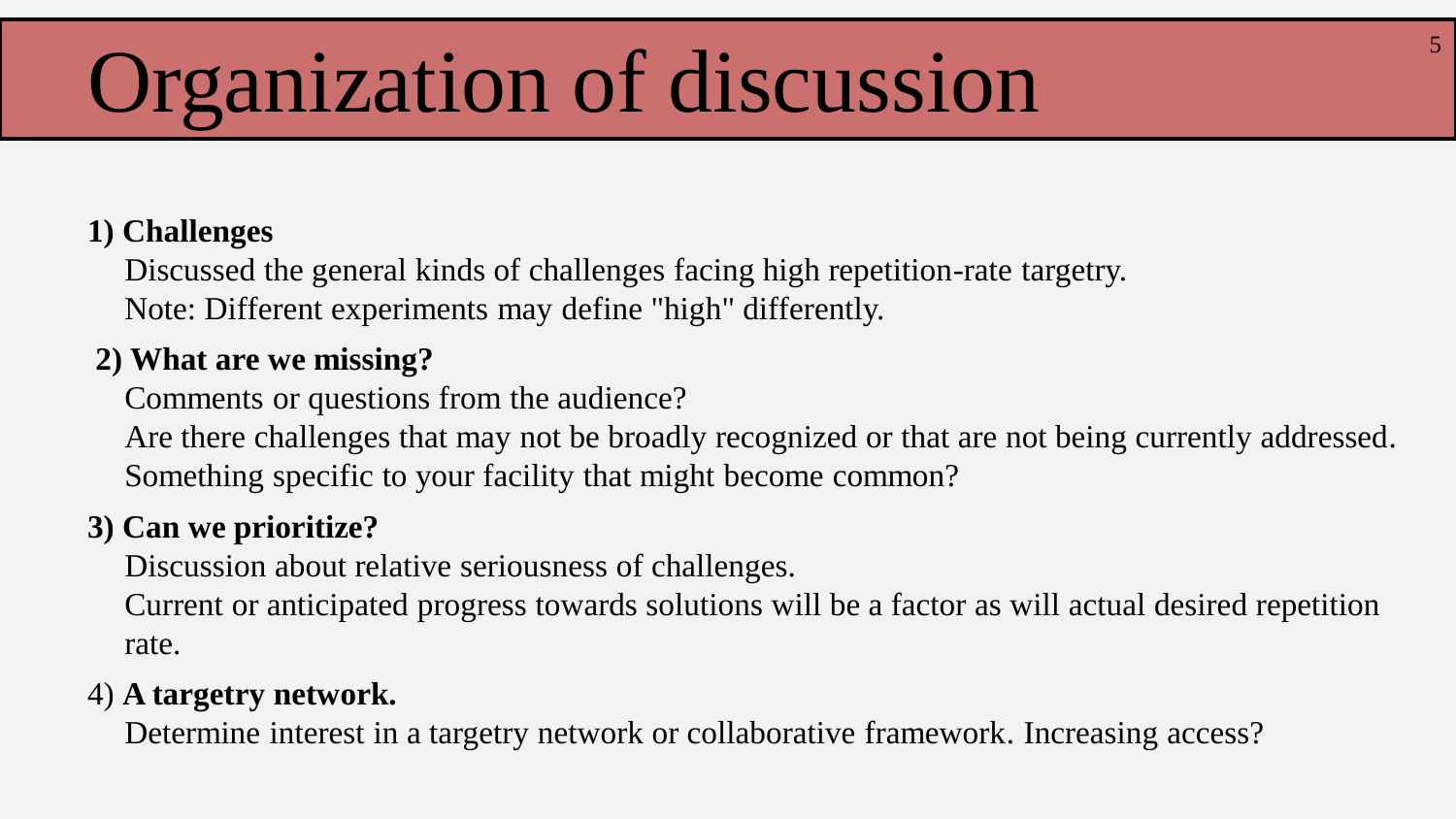# Organization of discussion

**1) Challenges**

Discussed the general kinds of challenges facing high repetition-rate targetry.
Note: Different experiments may define "high" differently.

**2) What are we missing?**

Comments or questions from the audience?
Are there challenges that may not be broadly recognized or that are not being currently addressed.
Something specific to your facility that might become common?

**3) Can we prioritize?**

Discussion about relative seriousness of challenges.
Current or anticipated progress towards solutions will be a factor as will actual desired repetition rate.

4) **A targetry network.**

Determine interest in a targetry network or collaborative framework. Increasing access?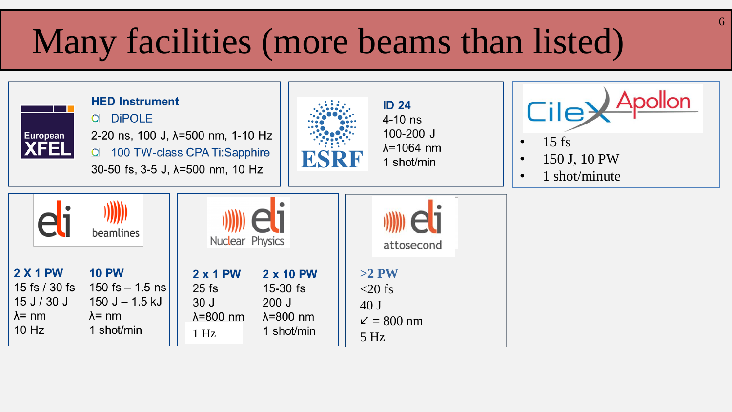# Many facilities (more beams than listed)

**European XFEL**

**HED Instrument**

- DiPOLE
  2-20 ns, 100 J, λ=500 nm, 1-10 Hz
- 100 TW-class CPA Ti:Sapphire
  30-50 fs, 3-5 J, λ=500 nm, 10 Hz

**ESRF**

**ID 24**
4-10 ns
100-200 J
λ=1064 nm
1 shot/min

**CileX Apollon**

- 15 fs
- 150 J, 10 PW
- 1 shot/minute

**eli beamlines**

| **2 X 1 PW** | **10 PW** |
| --- | --- |
| 15 fs / 30 fs | 150 fs – 1.5 ns |
| 15 J / 30 J | 150 J – 1.5 kJ |
| λ= nm | λ= nm |
| 10 Hz | 1 shot/min |

**eli Nuclear Physics**

| **2 x 1 PW** | **2 x 10 PW** |
| --- | --- |
| 25 fs | 15-30 fs |
| 30 J | 200 J |
| λ=800 nm | λ=800 nm |
| 1 Hz | 1 shot/min |

**eli attosecond**

**>2 PW**
<20 fs
40 J
↙ = 800 nm
5 Hz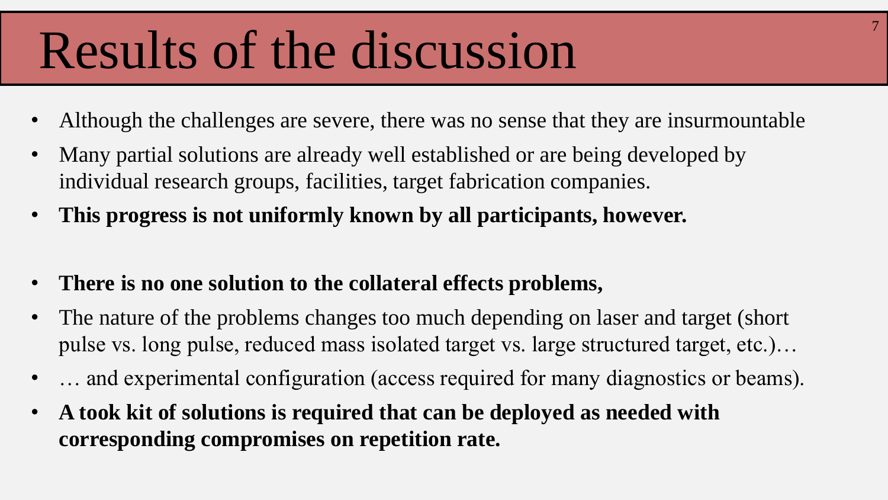# Results of the discussion

- Although the challenges are severe, there was no sense that they are insurmountable
- Many partial solutions are already well established or are being developed by individual research groups, facilities, target fabrication companies.
- **This progress is not uniformly known by all participants, however.**

- **There is no one solution to the collateral effects problems,**
- The nature of the problems changes too much depending on laser and target (short pulse vs. long pulse, reduced mass isolated target vs. large structured target, etc.)…
- … and experimental configuration (access required for many diagnostics or beams).
- **A took kit of solutions is required that can be deployed as needed with corresponding compromises on repetition rate.**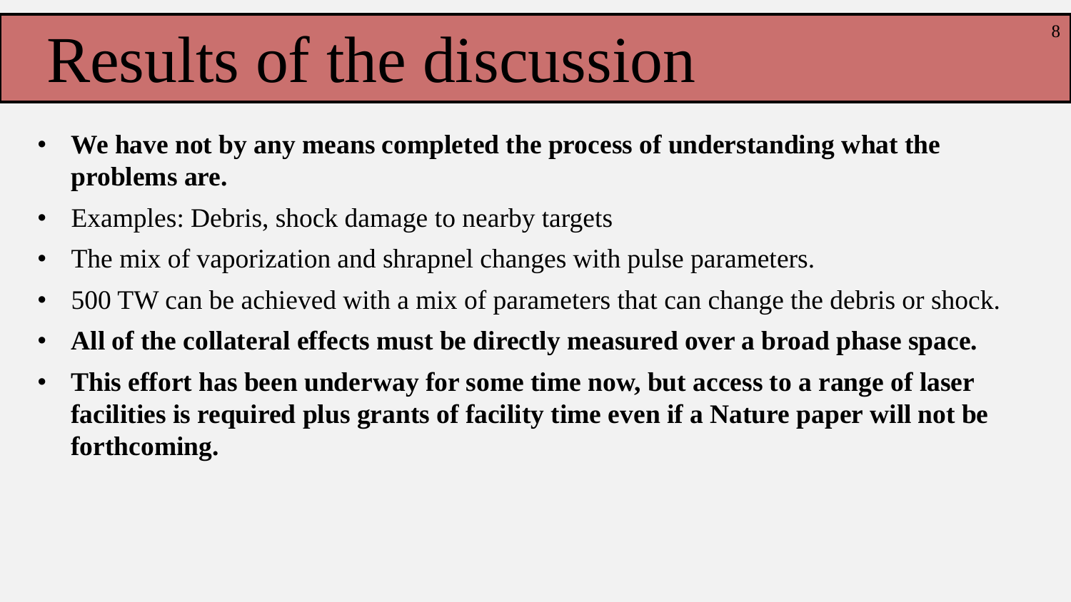# Results of the discussion

- **We have not by any means completed the process of understanding what the problems are.**
- Examples: Debris, shock damage to nearby targets
- The mix of vaporization and shrapnel changes with pulse parameters.
- 500 TW can be achieved with a mix of parameters that can change the debris or shock.
- **All of the collateral effects must be directly measured over a broad phase space.**
- **This effort has been underway for some time now, but access to a range of laser facilities is required plus grants of facility time even if a Nature paper will not be forthcoming.**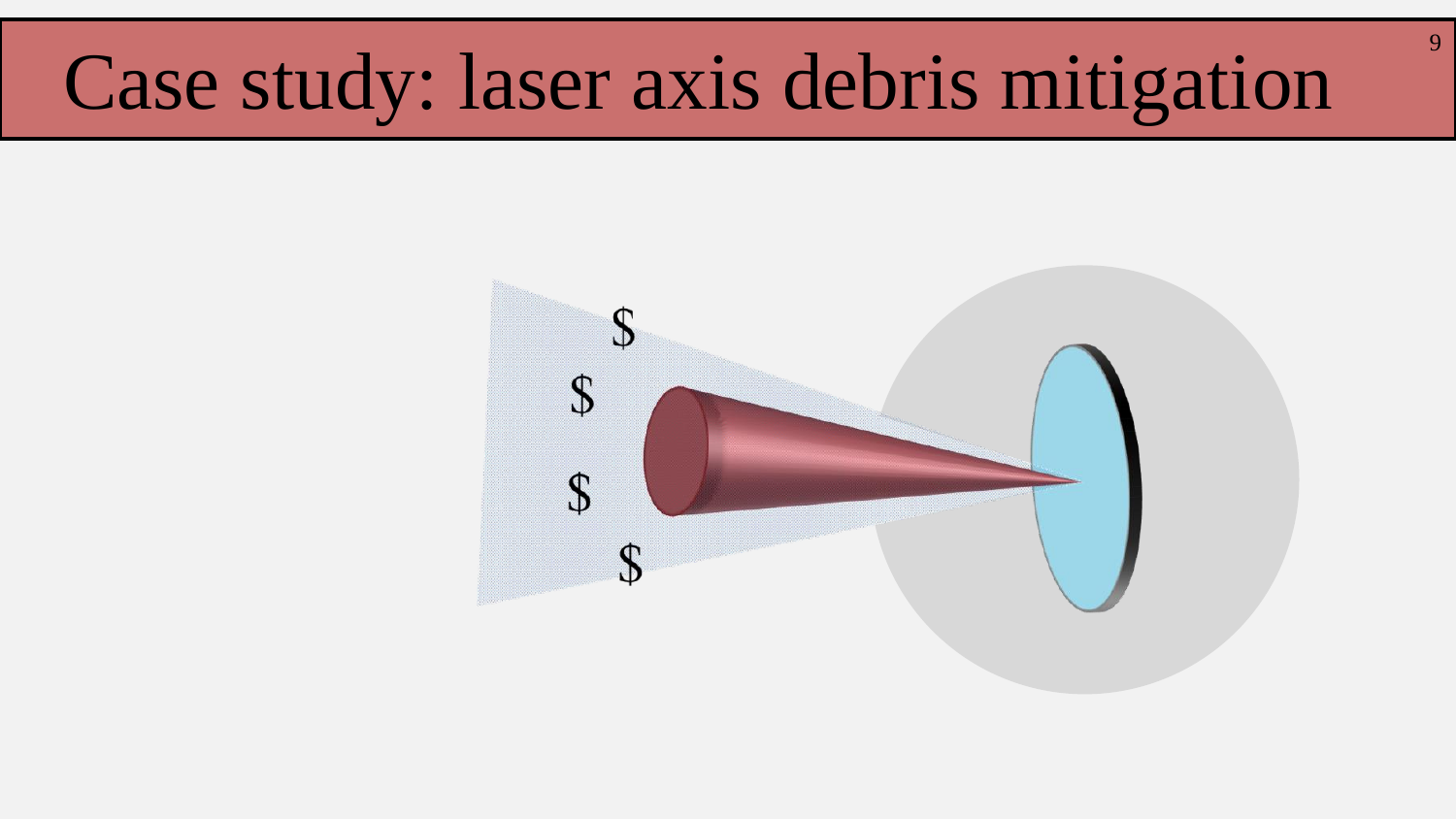# Case study: laser axis debris mitigation

$ $ $ $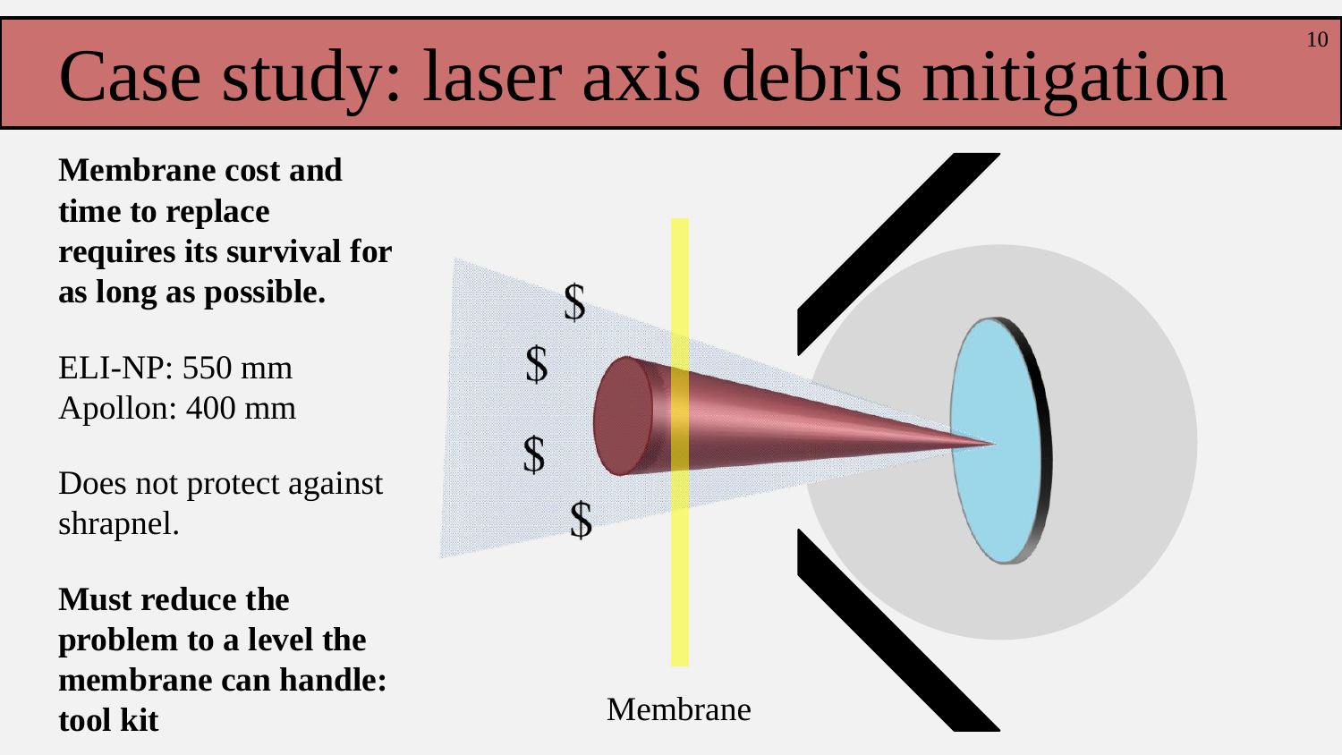# Case study: laser axis debris mitigation

**Membrane cost and time to replace requires its survival for as long as possible.**

ELI-NP: 550 mm
Apollon: 400 mm

Does not protect against shrapnel.

**Must reduce the problem to a level the membrane can handle: tool kit**

$ $ $ $

Membrane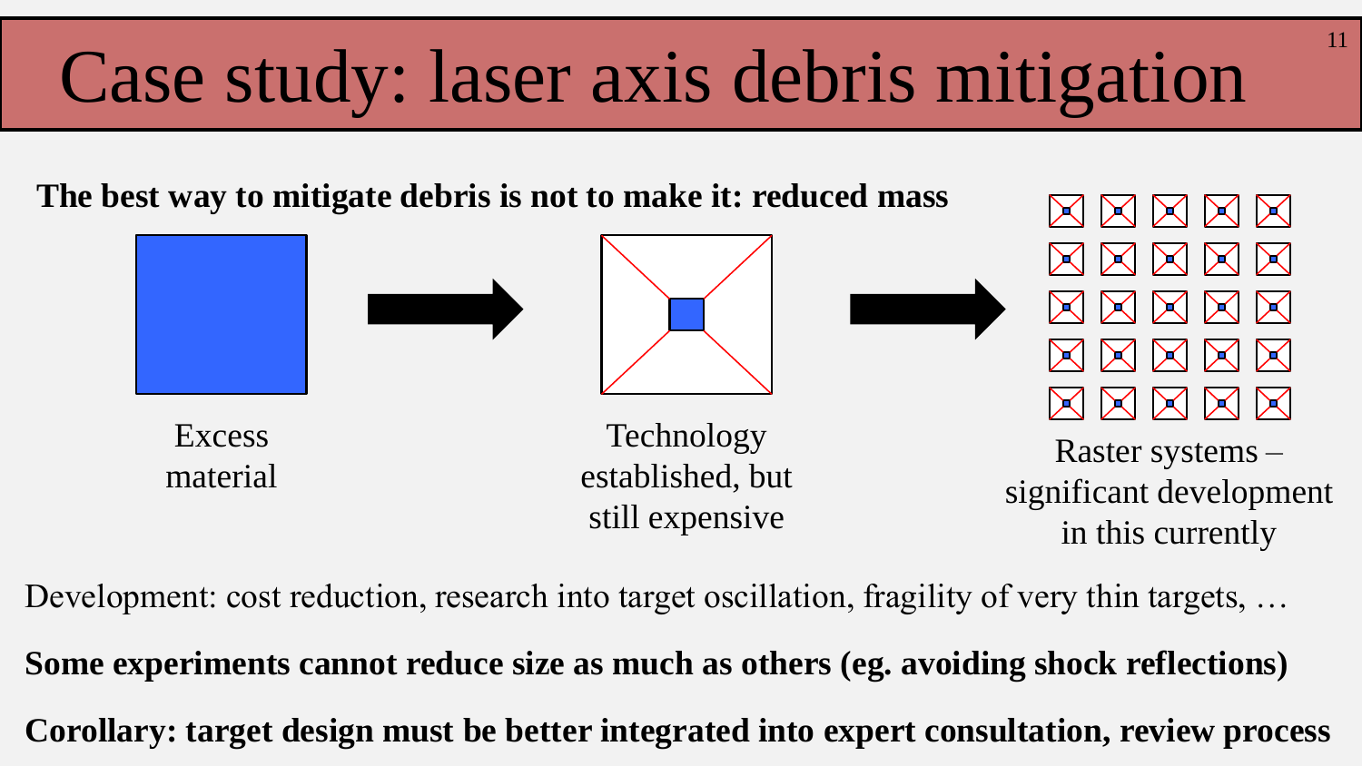# Case study: laser axis debris mitigation

**The best way to mitigate debris is not to make it: reduced mass**

Excess material

Technology established, but still expensive

Raster systems – significant development in this currently

Development: cost reduction, research into target oscillation, fragility of very thin targets, …

**Some experiments cannot reduce size as much as others (eg. avoiding shock reflections)**

**Corollary: target design must be better integrated into expert consultation, review process**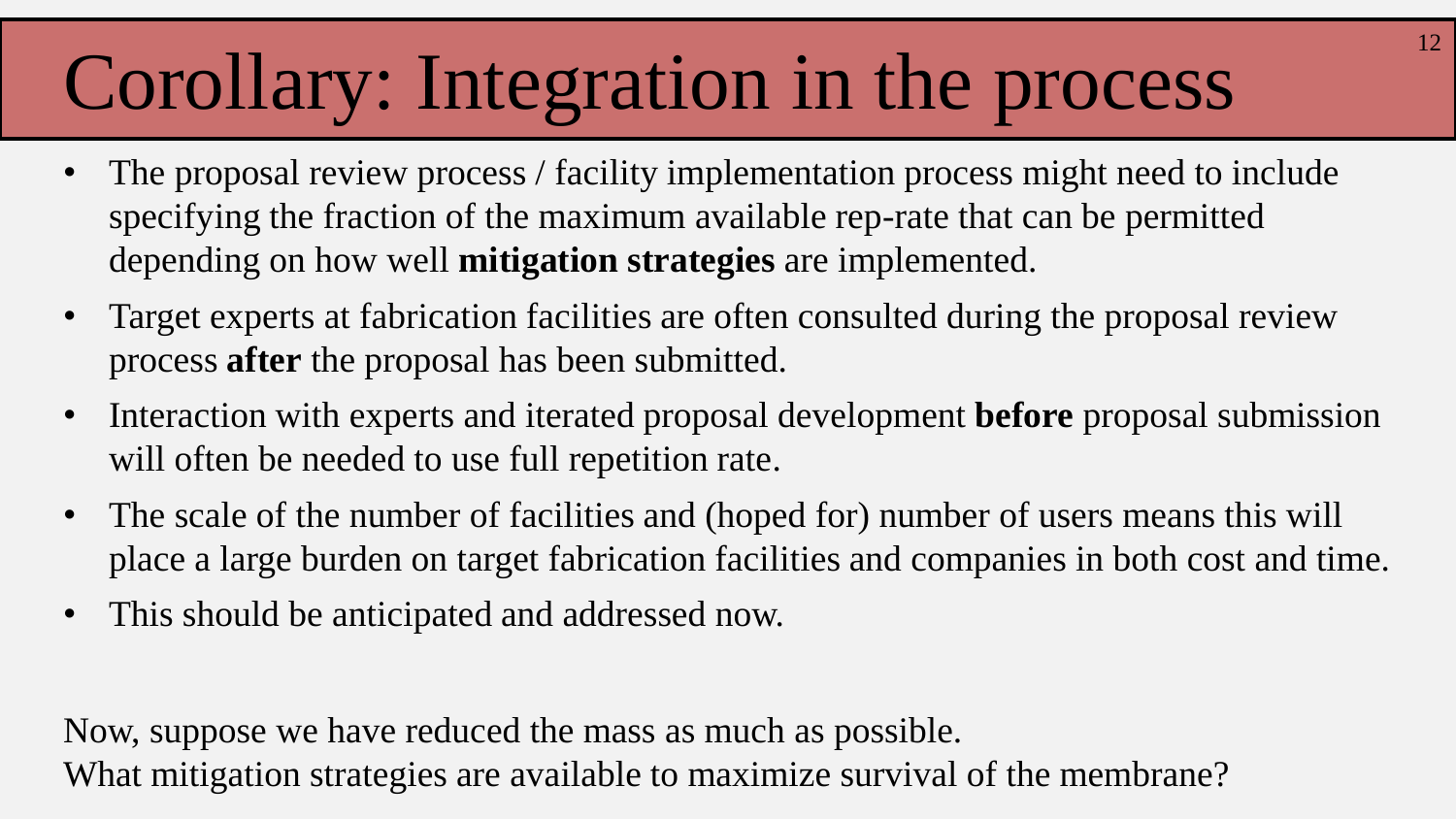# Corollary: Integration in the process

- The proposal review process / facility implementation process might need to include specifying the fraction of the maximum available rep-rate that can be permitted depending on how well **mitigation strategies** are implemented.
- Target experts at fabrication facilities are often consulted during the proposal review process **after** the proposal has been submitted.
- Interaction with experts and iterated proposal development **before** proposal submission will often be needed to use full repetition rate.
- The scale of the number of facilities and (hoped for) number of users means this will place a large burden on target fabrication facilities and companies in both cost and time.
- This should be anticipated and addressed now.

Now, suppose we have reduced the mass as much as possible.
What mitigation strategies are available to maximize survival of the membrane?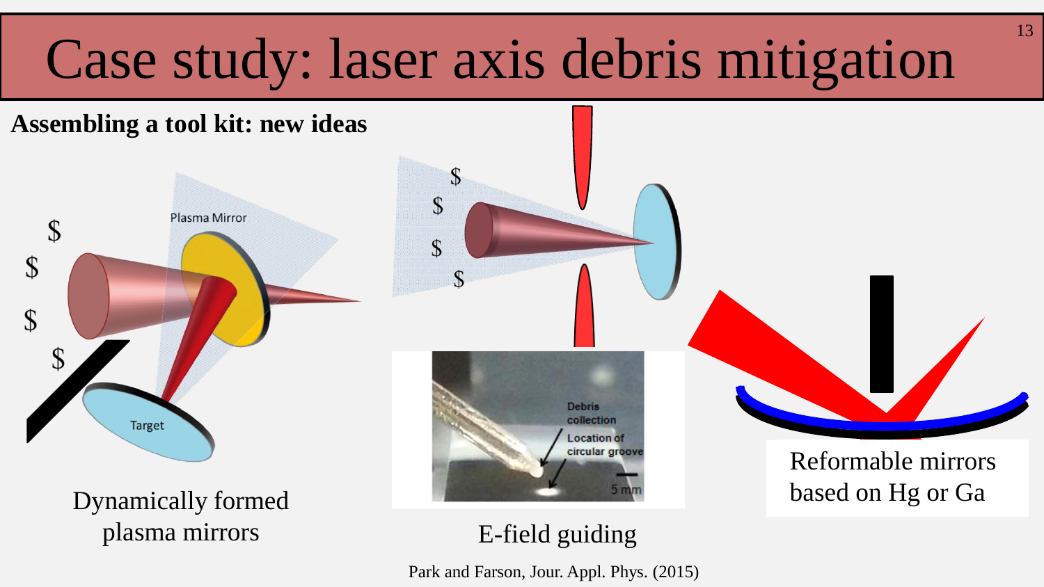# Case study: laser axis debris mitigation

**Assembling a tool kit: new ideas**

Dynamically formed plasma mirrors

E-field guiding

Park and Farson, Jour. Appl. Phys. (2015)

Reformable mirrors based on Hg or Ga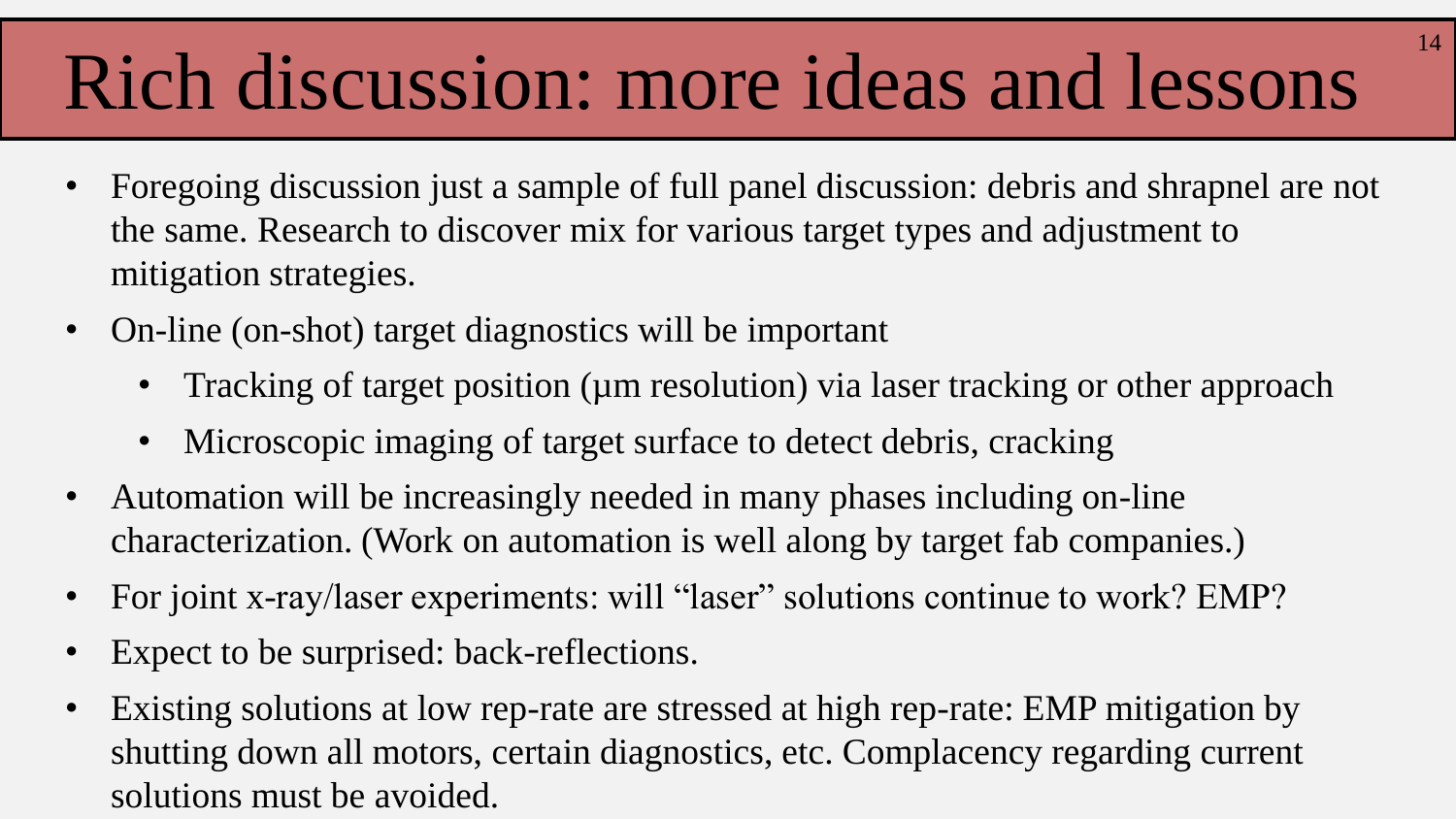# Rich discussion: more ideas and lessons

- Foregoing discussion just a sample of full panel discussion: debris and shrapnel are not the same. Research to discover mix for various target types and adjustment to mitigation strategies.
- On-line (on-shot) target diagnostics will be important
  - Tracking of target position (μm resolution) via laser tracking or other approach
  - Microscopic imaging of target surface to detect debris, cracking
- Automation will be increasingly needed in many phases including on-line characterization. (Work on automation is well along by target fab companies.)
- For joint x-ray/laser experiments: will "laser" solutions continue to work? EMP?
- Expect to be surprised: back-reflections.
- Existing solutions at low rep-rate are stressed at high rep-rate: EMP mitigation by shutting down all motors, certain diagnostics, etc. Complacency regarding current solutions must be avoided.